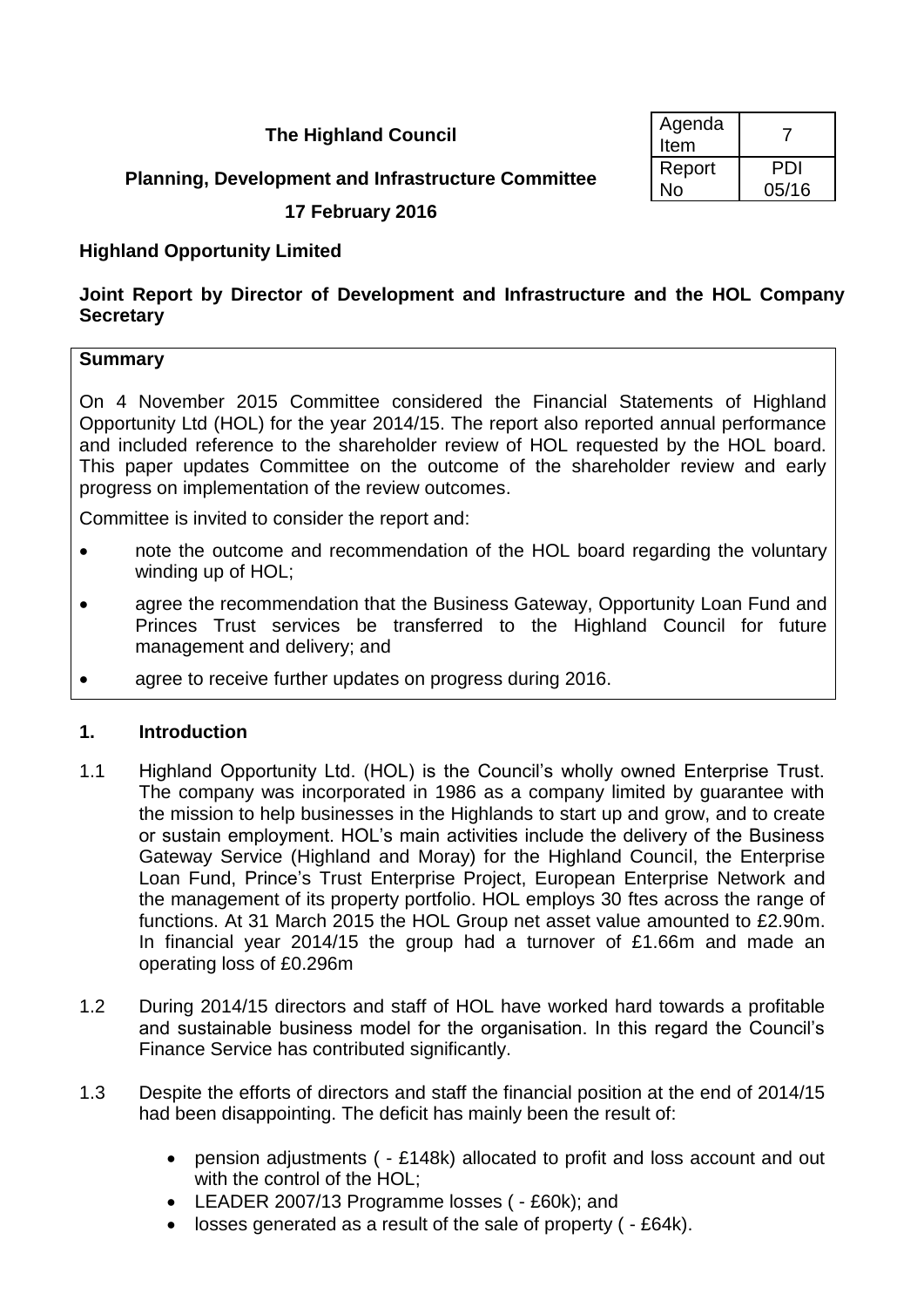**The Highland Council**

| Agenda Item | 7 |
|---|---|
| Report No | PDI 05/16 |

**Planning, Development and Infrastructure Committee**

**17 February 2016**

**Highland Opportunity Limited**

**Joint Report by Director of Development and Infrastructure and the HOL Company Secretary**

**Summary**

On 4 November 2015 Committee considered the Financial Statements of Highland Opportunity Ltd (HOL) for the year 2014/15. The report also reported annual performance and included reference to the shareholder review of HOL requested by the HOL board. This paper updates Committee on the outcome of the shareholder review and early progress on implementation of the review outcomes.

Committee is invited to consider the report and:

- note the outcome and recommendation of the HOL board regarding the voluntary winding up of HOL;
- agree the recommendation that the Business Gateway, Opportunity Loan Fund and Princes Trust services be transferred to the Highland Council for future management and delivery; and
- agree to receive further updates on progress during 2016.

## 1. Introduction

1.1 Highland Opportunity Ltd. (HOL) is the Council's wholly owned Enterprise Trust. The company was incorporated in 1986 as a company limited by guarantee with the mission to help businesses in the Highlands to start up and grow, and to create or sustain employment. HOL's main activities include the delivery of the Business Gateway Service (Highland and Moray) for the Highland Council, the Enterprise Loan Fund, Prince's Trust Enterprise Project, European Enterprise Network and the management of its property portfolio. HOL employs 30 ftes across the range of functions. At 31 March 2015 the HOL Group net asset value amounted to £2.90m. In financial year 2014/15 the group had a turnover of £1.66m and made an operating loss of £0.296m

1.2 During 2014/15 directors and staff of HOL have worked hard towards a profitable and sustainable business model for the organisation. In this regard the Council's Finance Service has contributed significantly.

1.3 Despite the efforts of directors and staff the financial position at the end of 2014/15 had been disappointing. The deficit has mainly been the result of:

- pension adjustments ( - £148k) allocated to profit and loss account and out with the control of the HOL;
- LEADER 2007/13 Programme losses ( - £60k); and
- losses generated as a result of the sale of property ( - £64k).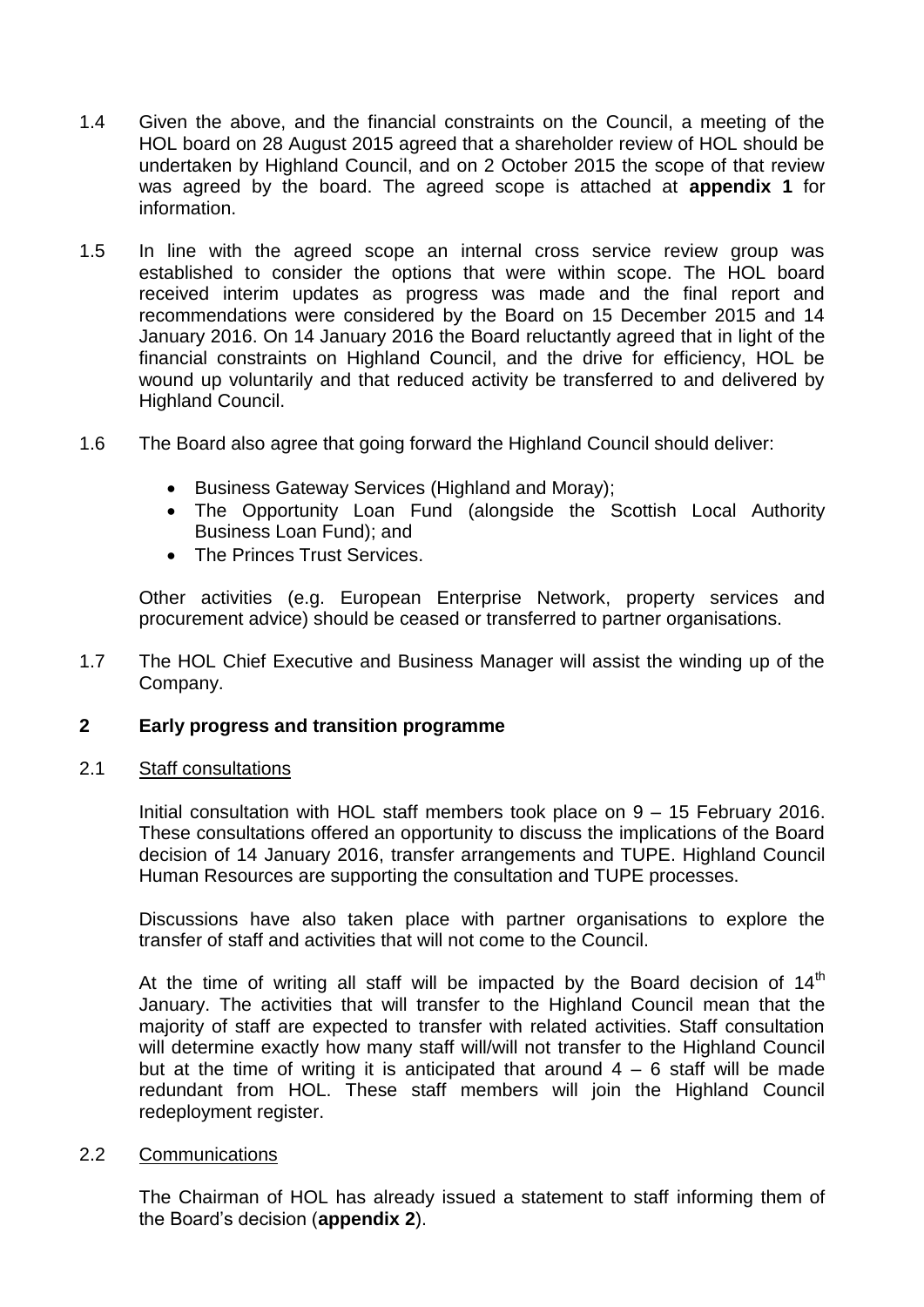1.4 Given the above, and the financial constraints on the Council, a meeting of the HOL board on 28 August 2015 agreed that a shareholder review of HOL should be undertaken by Highland Council, and on 2 October 2015 the scope of that review was agreed by the board. The agreed scope is attached at **appendix 1** for information.

1.5 In line with the agreed scope an internal cross service review group was established to consider the options that were within scope. The HOL board received interim updates as progress was made and the final report and recommendations were considered by the Board on 15 December 2015 and 14 January 2016. On 14 January 2016 the Board reluctantly agreed that in light of the financial constraints on Highland Council, and the drive for efficiency, HOL be wound up voluntarily and that reduced activity be transferred to and delivered by Highland Council.

1.6 The Board also agree that going forward the Highland Council should deliver:

- Business Gateway Services (Highland and Moray);
- The Opportunity Loan Fund (alongside the Scottish Local Authority Business Loan Fund); and
- The Princes Trust Services.

Other activities (e.g. European Enterprise Network, property services and procurement advice) should be ceased or transferred to partner organisations.

1.7 The HOL Chief Executive and Business Manager will assist the winding up of the Company.

## 2 Early progress and transition programme

2.1 Staff consultations

Initial consultation with HOL staff members took place on 9 – 15 February 2016. These consultations offered an opportunity to discuss the implications of the Board decision of 14 January 2016, transfer arrangements and TUPE. Highland Council Human Resources are supporting the consultation and TUPE processes.

Discussions have also taken place with partner organisations to explore the transfer of staff and activities that will not come to the Council.

At the time of writing all staff will be impacted by the Board decision of 14th January. The activities that will transfer to the Highland Council mean that the majority of staff are expected to transfer with related activities. Staff consultation will determine exactly how many staff will/will not transfer to the Highland Council but at the time of writing it is anticipated that around 4 – 6 staff will be made redundant from HOL. These staff members will join the Highland Council redeployment register.

2.2 Communications

The Chairman of HOL has already issued a statement to staff informing them of the Board's decision (**appendix 2**).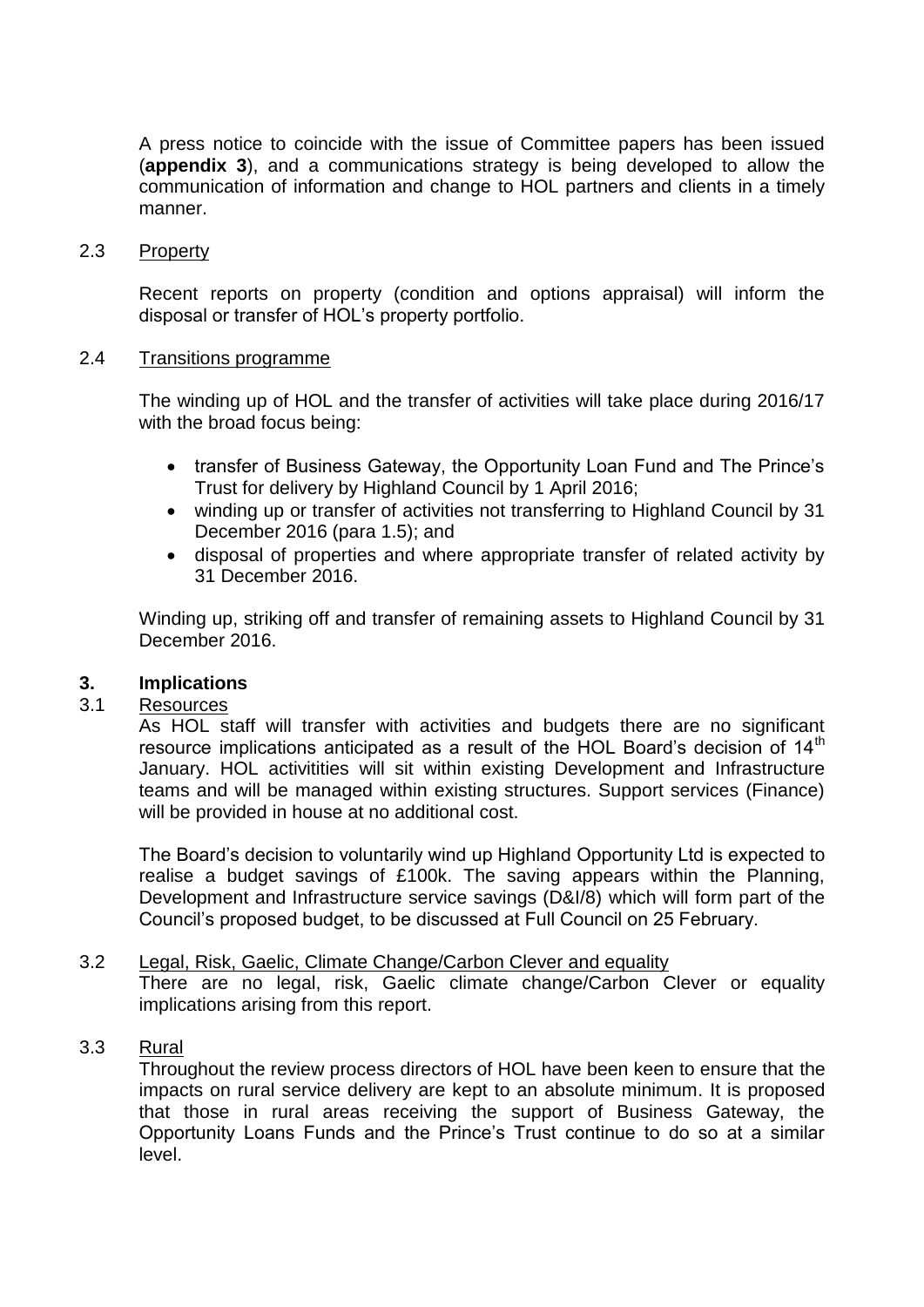A press notice to coincide with the issue of Committee papers has been issued (**appendix 3**), and a communications strategy is being developed to allow the communication of information and change to HOL partners and clients in a timely manner.

2.3 Property

Recent reports on property (condition and options appraisal) will inform the disposal or transfer of HOL's property portfolio.

2.4 Transitions programme

The winding up of HOL and the transfer of activities will take place during 2016/17 with the broad focus being:

- transfer of Business Gateway, the Opportunity Loan Fund and The Prince's Trust for delivery by Highland Council by 1 April 2016;
- winding up or transfer of activities not transferring to Highland Council by 31 December 2016 (para 1.5); and
- disposal of properties and where appropriate transfer of related activity by 31 December 2016.

Winding up, striking off and transfer of remaining assets to Highland Council by 31 December 2016.

## 3. Implications

3.1 Resources

As HOL staff will transfer with activities and budgets there are no significant resource implications anticipated as a result of the HOL Board's decision of 14th January. HOL activitities will sit within existing Development and Infrastructure teams and will be managed within existing structures. Support services (Finance) will be provided in house at no additional cost.

The Board's decision to voluntarily wind up Highland Opportunity Ltd is expected to realise a budget savings of £100k. The saving appears within the Planning, Development and Infrastructure service savings (D&I/8) which will form part of the Council's proposed budget, to be discussed at Full Council on 25 February.

3.2 Legal, Risk, Gaelic, Climate Change/Carbon Clever and equality

There are no legal, risk, Gaelic climate change/Carbon Clever or equality implications arising from this report.

3.3 Rural

Throughout the review process directors of HOL have been keen to ensure that the impacts on rural service delivery are kept to an absolute minimum. It is proposed that those in rural areas receiving the support of Business Gateway, the Opportunity Loans Funds and the Prince's Trust continue to do so at a similar level.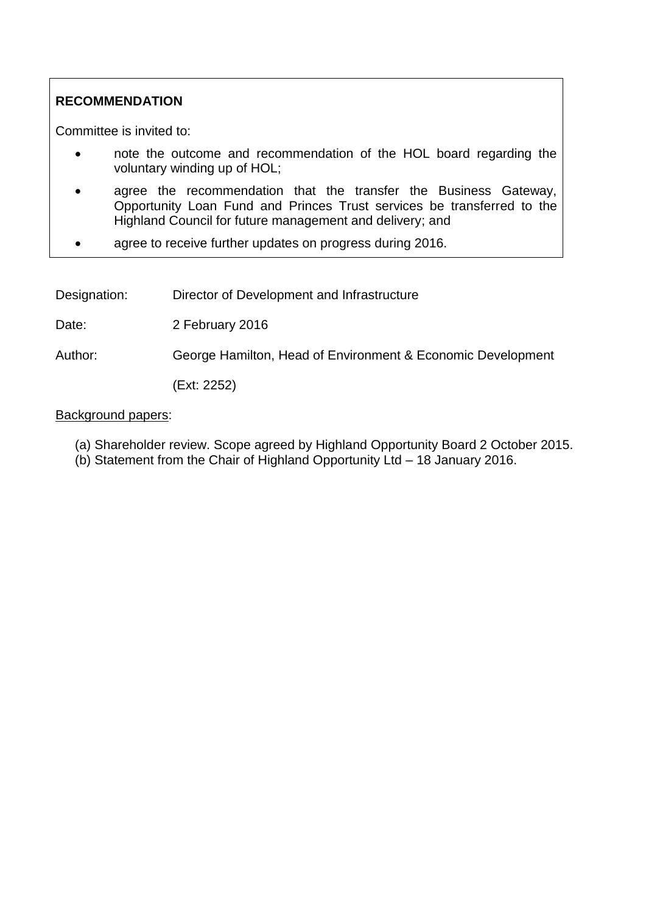**RECOMMENDATION**

Committee is invited to:

- note the outcome and recommendation of the HOL board regarding the voluntary winding up of HOL;
- agree the recommendation that the transfer the Business Gateway, Opportunity Loan Fund and Princes Trust services be transferred to the Highland Council for future management and delivery; and
- agree to receive further updates on progress during 2016.

Designation: Director of Development and Infrastructure

Date: 2 February 2016

Author: George Hamilton, Head of Environment & Economic Development

(Ext: 2252)

Background papers:

(a) Shareholder review. Scope agreed by Highland Opportunity Board 2 October 2015.
(b) Statement from the Chair of Highland Opportunity Ltd – 18 January 2016.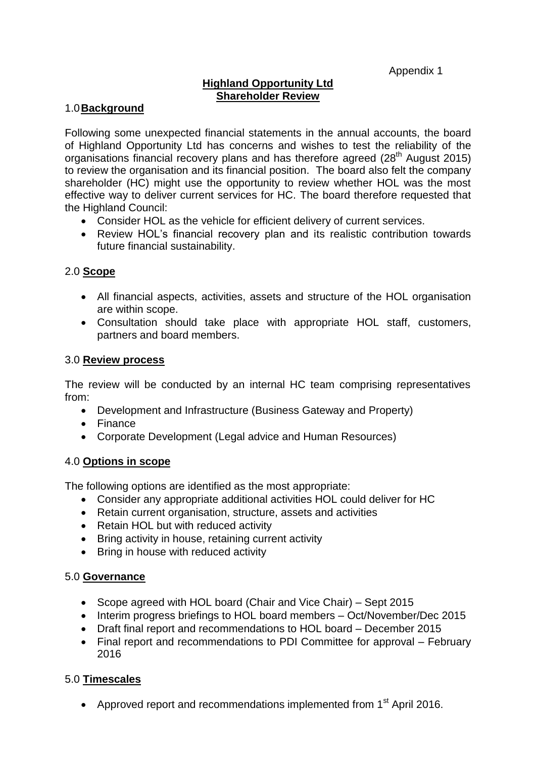Appendix 1

# Highland Opportunity Ltd
# Shareholder Review

## 1.0 Background

Following some unexpected financial statements in the annual accounts, the board of Highland Opportunity Ltd has concerns and wishes to test the reliability of the organisations financial recovery plans and has therefore agreed (28th August 2015) to review the organisation and its financial position. The board also felt the company shareholder (HC) might use the opportunity to review whether HOL was the most effective way to deliver current services for HC. The board therefore requested that the Highland Council:

- Consider HOL as the vehicle for efficient delivery of current services.
- Review HOL's financial recovery plan and its realistic contribution towards future financial sustainability.

## 2.0 Scope

- All financial aspects, activities, assets and structure of the HOL organisation are within scope.
- Consultation should take place with appropriate HOL staff, customers, partners and board members.

## 3.0 Review process

The review will be conducted by an internal HC team comprising representatives from:

- Development and Infrastructure (Business Gateway and Property)
- Finance
- Corporate Development (Legal advice and Human Resources)

## 4.0 Options in scope

The following options are identified as the most appropriate:

- Consider any appropriate additional activities HOL could deliver for HC
- Retain current organisation, structure, assets and activities
- Retain HOL but with reduced activity
- Bring activity in house, retaining current activity
- Bring in house with reduced activity

## 5.0 Governance

- Scope agreed with HOL board (Chair and Vice Chair) – Sept 2015
- Interim progress briefings to HOL board members – Oct/November/Dec 2015
- Draft final report and recommendations to HOL board – December 2015
- Final report and recommendations to PDI Committee for approval – February 2016

## 5.0 Timescales

- Approved report and recommendations implemented from 1st April 2016.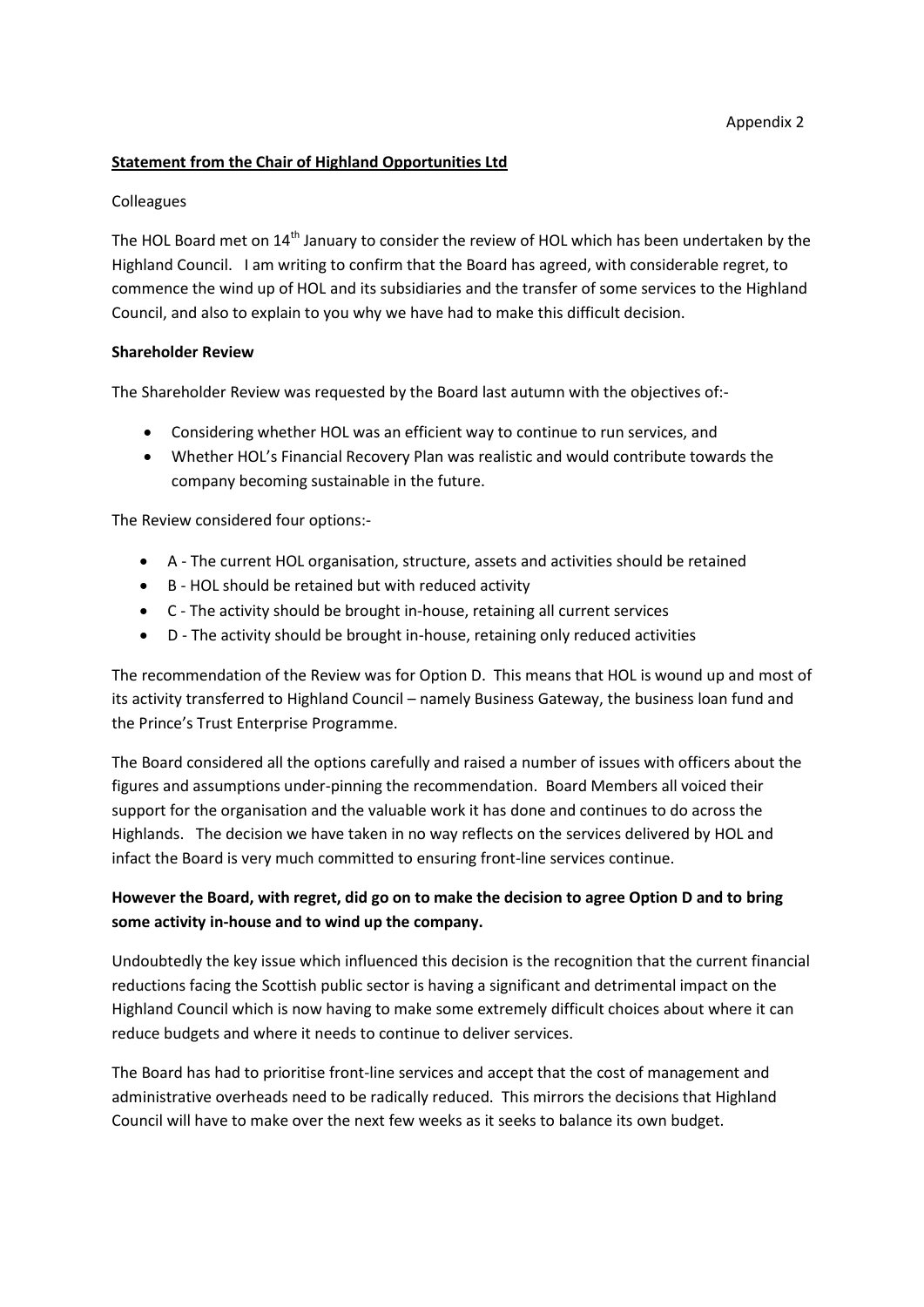Appendix 2

**Statement from the Chair of Highland Opportunities Ltd**

Colleagues

The HOL Board met on 14th January to consider the review of HOL which has been undertaken by the Highland Council. I am writing to confirm that the Board has agreed, with considerable regret, to commence the wind up of HOL and its subsidiaries and the transfer of some services to the Highland Council, and also to explain to you why we have had to make this difficult decision.

**Shareholder Review**

The Shareholder Review was requested by the Board last autumn with the objectives of:-

- Considering whether HOL was an efficient way to continue to run services, and
- Whether HOL's Financial Recovery Plan was realistic and would contribute towards the company becoming sustainable in the future.

The Review considered four options:-

- A - The current HOL organisation, structure, assets and activities should be retained
- B - HOL should be retained but with reduced activity
- C - The activity should be brought in-house, retaining all current services
- D - The activity should be brought in-house, retaining only reduced activities

The recommendation of the Review was for Option D. This means that HOL is wound up and most of its activity transferred to Highland Council – namely Business Gateway, the business loan fund and the Prince's Trust Enterprise Programme.

The Board considered all the options carefully and raised a number of issues with officers about the figures and assumptions under-pinning the recommendation. Board Members all voiced their support for the organisation and the valuable work it has done and continues to do across the Highlands. The decision we have taken in no way reflects on the services delivered by HOL and infact the Board is very much committed to ensuring front-line services continue.

**However the Board, with regret, did go on to make the decision to agree Option D and to bring some activity in-house and to wind up the company.**

Undoubtedly the key issue which influenced this decision is the recognition that the current financial reductions facing the Scottish public sector is having a significant and detrimental impact on the Highland Council which is now having to make some extremely difficult choices about where it can reduce budgets and where it needs to continue to deliver services.

The Board has had to prioritise front-line services and accept that the cost of management and administrative overheads need to be radically reduced. This mirrors the decisions that Highland Council will have to make over the next few weeks as it seeks to balance its own budget.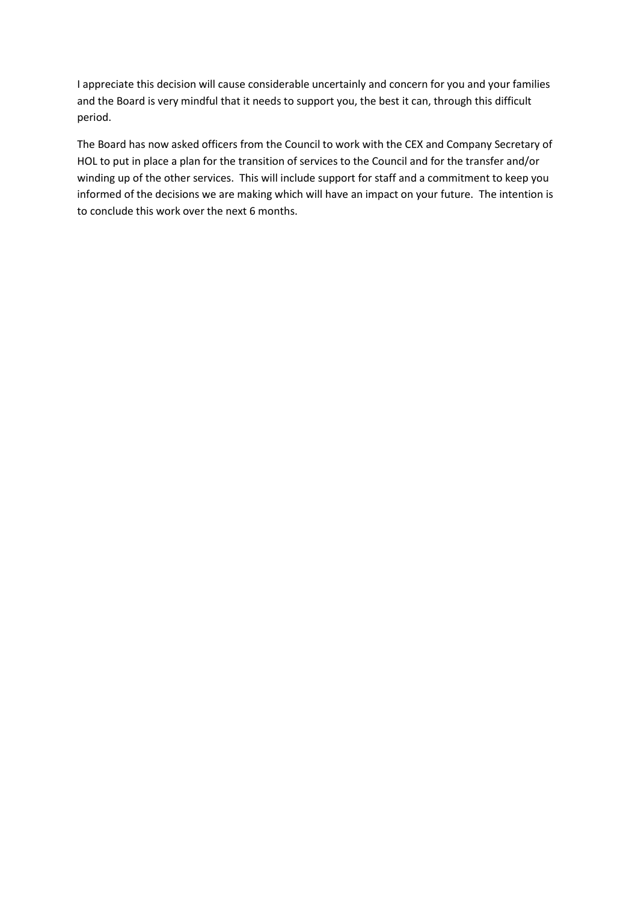I appreciate this decision will cause considerable uncertainly and concern for you and your families and the Board is very mindful that it needs to support you, the best it can, through this difficult period.

The Board has now asked officers from the Council to work with the CEX and Company Secretary of HOL to put in place a plan for the transition of services to the Council and for the transfer and/or winding up of the other services. This will include support for staff and a commitment to keep you informed of the decisions we are making which will have an impact on your future. The intention is to conclude this work over the next 6 months.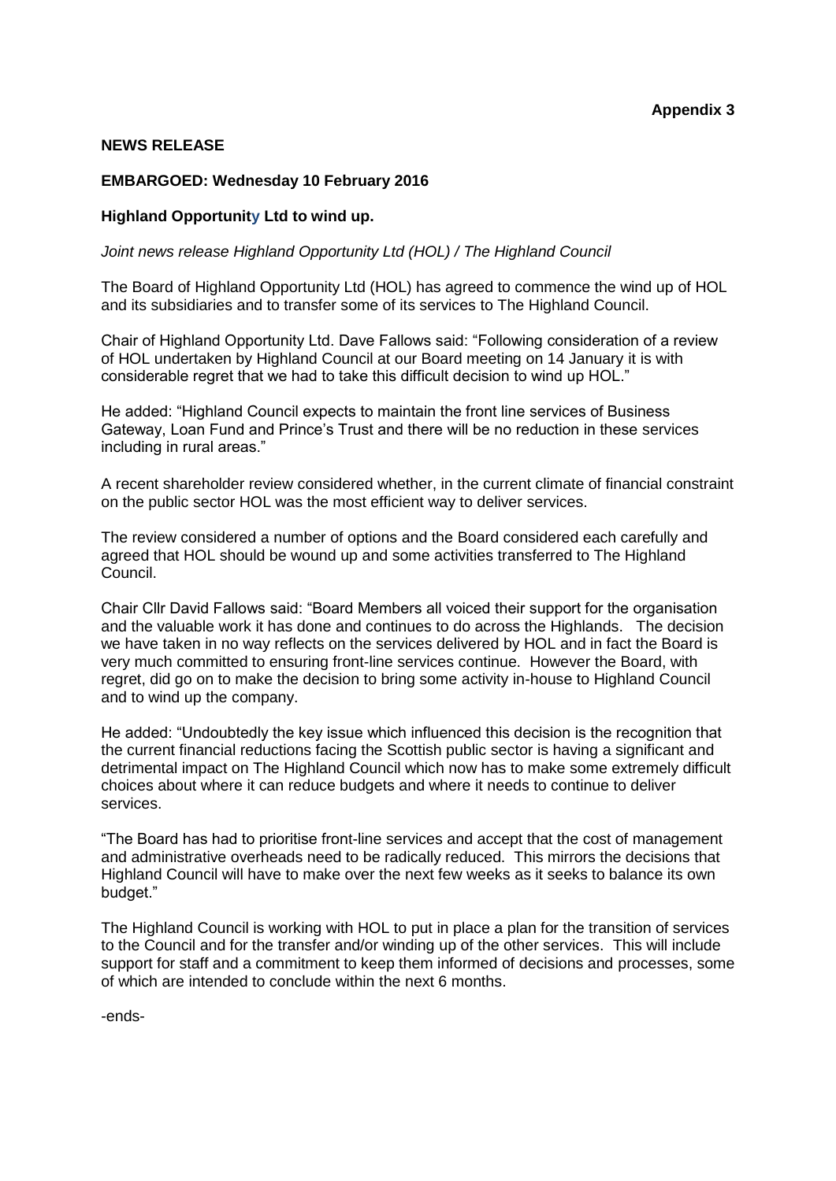**Appendix 3**

**NEWS RELEASE**

**EMBARGOED: Wednesday 10 February 2016**

**Highland Opportunity Ltd to wind up.**

*Joint news release Highland Opportunity Ltd (HOL) / The Highland Council*

The Board of Highland Opportunity Ltd (HOL) has agreed to commence the wind up of HOL and its subsidiaries and to transfer some of its services to The Highland Council.

Chair of Highland Opportunity Ltd. Dave Fallows said: "Following consideration of a review of HOL undertaken by Highland Council at our Board meeting on 14 January it is with considerable regret that we had to take this difficult decision to wind up HOL."

He added: "Highland Council expects to maintain the front line services of Business Gateway, Loan Fund and Prince's Trust and there will be no reduction in these services including in rural areas."

A recent shareholder review considered whether, in the current climate of financial constraint on the public sector HOL was the most efficient way to deliver services.

The review considered a number of options and the Board considered each carefully and agreed that HOL should be wound up and some activities transferred to The Highland Council.

Chair Cllr David Fallows said: "Board Members all voiced their support for the organisation and the valuable work it has done and continues to do across the Highlands. The decision we have taken in no way reflects on the services delivered by HOL and in fact the Board is very much committed to ensuring front-line services continue. However the Board, with regret, did go on to make the decision to bring some activity in-house to Highland Council and to wind up the company.

He added: "Undoubtedly the key issue which influenced this decision is the recognition that the current financial reductions facing the Scottish public sector is having a significant and detrimental impact on The Highland Council which now has to make some extremely difficult choices about where it can reduce budgets and where it needs to continue to deliver services.

"The Board has had to prioritise front-line services and accept that the cost of management and administrative overheads need to be radically reduced. This mirrors the decisions that Highland Council will have to make over the next few weeks as it seeks to balance its own budget."

The Highland Council is working with HOL to put in place a plan for the transition of services to the Council and for the transfer and/or winding up of the other services. This will include support for staff and a commitment to keep them informed of decisions and processes, some of which are intended to conclude within the next 6 months.

-ends-